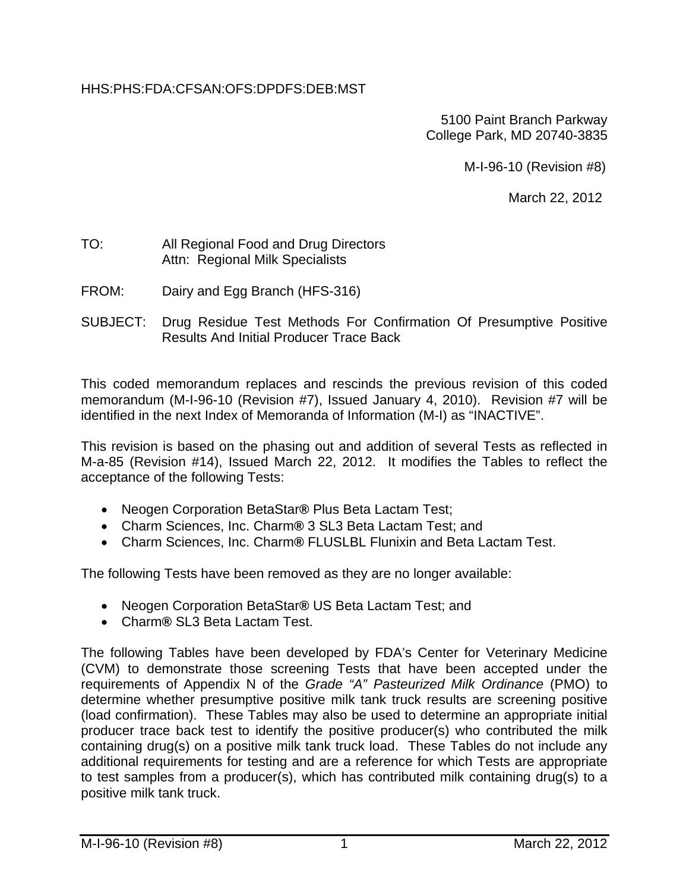HHS:PHS:FDA:CFSAN:OFS:DPDFS:DEB:MST

5100 Paint Branch Parkway
College Park, MD 20740-3835

M-I-96-10 (Revision #8)

March 22, 2012

TO: All Regional Food and Drug Directors
Attn: Regional Milk Specialists

FROM: Dairy and Egg Branch (HFS-316)

SUBJECT: Drug Residue Test Methods For Confirmation Of Presumptive Positive Results And Initial Producer Trace Back

This coded memorandum replaces and rescinds the previous revision of this coded memorandum (M-I-96-10 (Revision #7), Issued January 4, 2010). Revision #7 will be identified in the next Index of Memoranda of Information (M-I) as "INACTIVE".

This revision is based on the phasing out and addition of several Tests as reflected in M-a-85 (Revision #14), Issued March 22, 2012. It modifies the Tables to reflect the acceptance of the following Tests:

- Neogen Corporation BetaStar**®** Plus Beta Lactam Test;
- Charm Sciences, Inc. Charm**®** 3 SL3 Beta Lactam Test; and
- Charm Sciences, Inc. Charm**®** FLUSLBL Flunixin and Beta Lactam Test.

The following Tests have been removed as they are no longer available:

- Neogen Corporation BetaStar**®** US Beta Lactam Test; and
- Charm**®** SL3 Beta Lactam Test.

The following Tables have been developed by FDA's Center for Veterinary Medicine (CVM) to demonstrate those screening Tests that have been accepted under the requirements of Appendix N of the *Grade "A" Pasteurized Milk Ordinance* (PMO) to determine whether presumptive positive milk tank truck results are screening positive (load confirmation). These Tables may also be used to determine an appropriate initial producer trace back test to identify the positive producer(s) who contributed the milk containing drug(s) on a positive milk tank truck load. These Tables do not include any additional requirements for testing and are a reference for which Tests are appropriate to test samples from a producer(s), which has contributed milk containing drug(s) to a positive milk tank truck.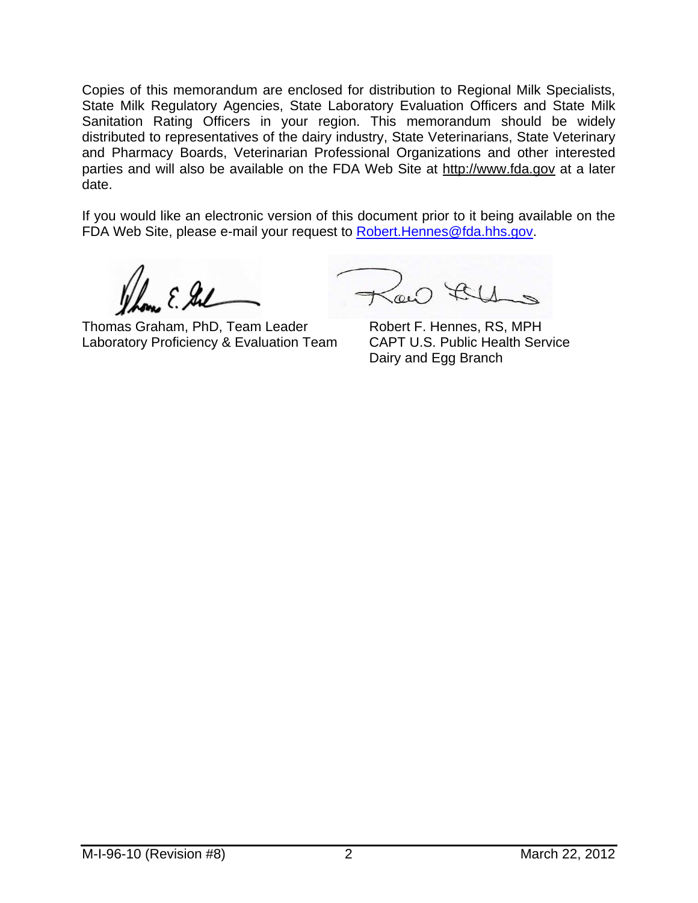Copies of this memorandum are enclosed for distribution to Regional Milk Specialists, State Milk Regulatory Agencies, State Laboratory Evaluation Officers and State Milk Sanitation Rating Officers in your region. This memorandum should be widely distributed to representatives of the dairy industry, State Veterinarians, State Veterinary and Pharmacy Boards, Veterinarian Professional Organizations and other interested parties and will also be available on the FDA Web Site at http://www.fda.gov at a later date.

If you would like an electronic version of this document prior to it being available on the FDA Web Site, please e-mail your request to Robert.Hennes@fda.hhs.gov.

Thomas Graham, PhD, Team Leader
Laboratory Proficiency & Evaluation Team

Robert F. Hennes, RS, MPH
CAPT U.S. Public Health Service
Dairy and Egg Branch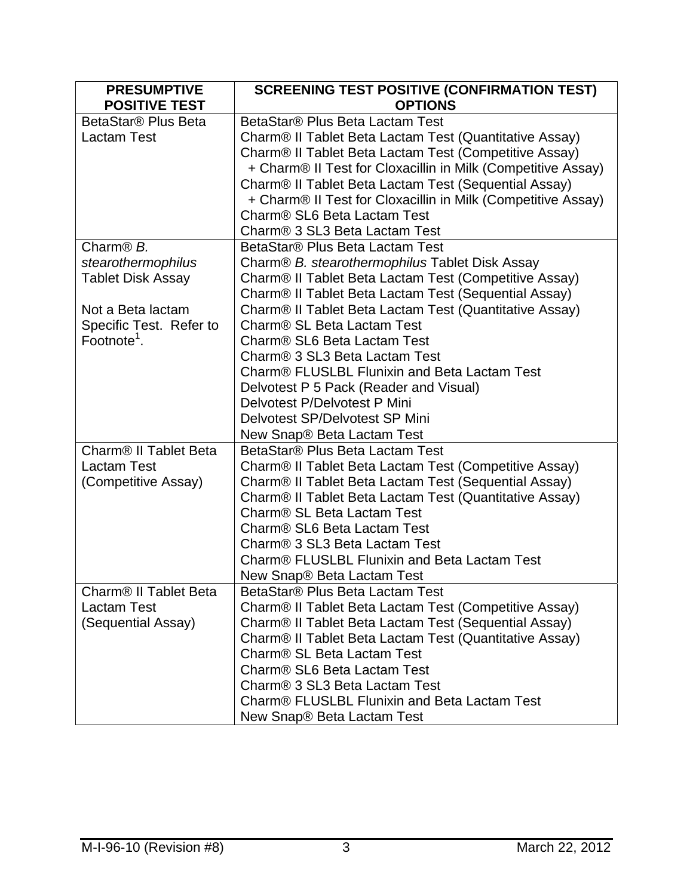| PRESUMPTIVE POSITIVE TEST | SCREENING TEST POSITIVE (CONFIRMATION TEST) OPTIONS |
|---|---|
| BetaStar® Plus Beta Lactam Test | BetaStar® Plus Beta Lactam Test<br>Charm® II Tablet Beta Lactam Test (Quantitative Assay)<br>Charm® II Tablet Beta Lactam Test (Competitive Assay)<br>+ Charm® II Test for Cloxacillin in Milk (Competitive Assay)<br>Charm® II Tablet Beta Lactam Test (Sequential Assay)<br>+ Charm® II Test for Cloxacillin in Milk (Competitive Assay)<br>Charm® SL6 Beta Lactam Test<br>Charm® 3 SL3 Beta Lactam Test |
| Charm® *B. stearothermophilus* Tablet Disk Assay<br><br>Not a Beta lactam Specific Test. Refer to Footnote[1]. | BetaStar® Plus Beta Lactam Test<br>Charm® *B. stearothermophilus* Tablet Disk Assay<br>Charm® II Tablet Beta Lactam Test (Competitive Assay)<br>Charm® II Tablet Beta Lactam Test (Sequential Assay)<br>Charm® II Tablet Beta Lactam Test (Quantitative Assay)<br>Charm® SL Beta Lactam Test<br>Charm® SL6 Beta Lactam Test<br>Charm® 3 SL3 Beta Lactam Test<br>Charm® FLUSLBL Flunixin and Beta Lactam Test<br>Delvotest P 5 Pack (Reader and Visual)<br>Delvotest P/Delvotest P Mini<br>Delvotest SP/Delvotest SP Mini<br>New Snap® Beta Lactam Test |
| Charm® II Tablet Beta Lactam Test (Competitive Assay) | BetaStar® Plus Beta Lactam Test<br>Charm® II Tablet Beta Lactam Test (Competitive Assay)<br>Charm® II Tablet Beta Lactam Test (Sequential Assay)<br>Charm® II Tablet Beta Lactam Test (Quantitative Assay)<br>Charm® SL Beta Lactam Test<br>Charm® SL6 Beta Lactam Test<br>Charm® 3 SL3 Beta Lactam Test<br>Charm® FLUSLBL Flunixin and Beta Lactam Test<br>New Snap® Beta Lactam Test |
| Charm® II Tablet Beta Lactam Test (Sequential Assay) | BetaStar® Plus Beta Lactam Test<br>Charm® II Tablet Beta Lactam Test (Competitive Assay)<br>Charm® II Tablet Beta Lactam Test (Sequential Assay)<br>Charm® II Tablet Beta Lactam Test (Quantitative Assay)<br>Charm® SL Beta Lactam Test<br>Charm® SL6 Beta Lactam Test<br>Charm® 3 SL3 Beta Lactam Test<br>Charm® FLUSLBL Flunixin and Beta Lactam Test<br>New Snap® Beta Lactam Test |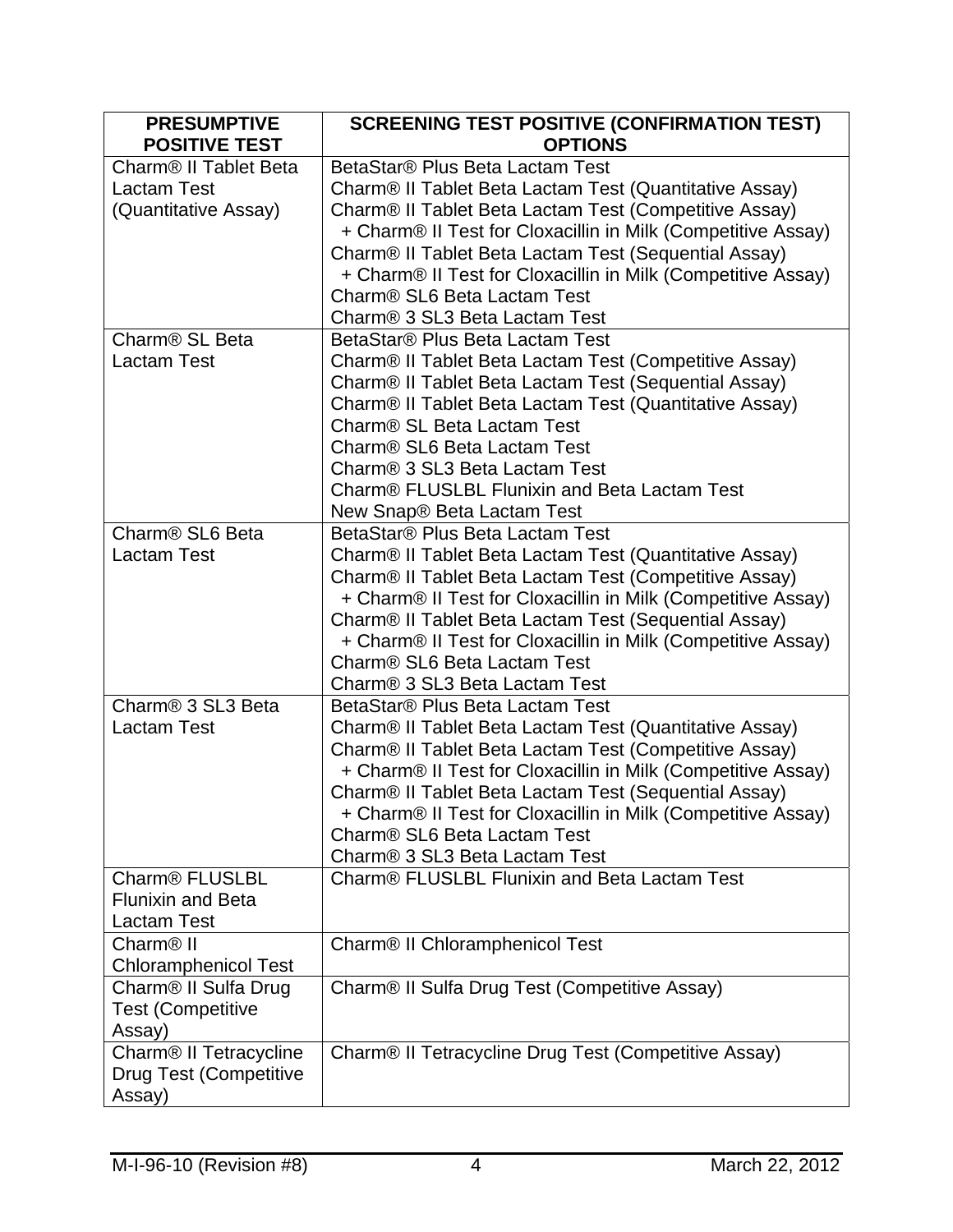| PRESUMPTIVE POSITIVE TEST | SCREENING TEST POSITIVE (CONFIRMATION TEST) OPTIONS |
|---|---|
| Charm® II Tablet Beta Lactam Test (Quantitative Assay) | BetaStar® Plus Beta Lactam Test<br>Charm® II Tablet Beta Lactam Test (Quantitative Assay)<br>Charm® II Tablet Beta Lactam Test (Competitive Assay)<br>+ Charm® II Test for Cloxacillin in Milk (Competitive Assay)<br>Charm® II Tablet Beta Lactam Test (Sequential Assay)<br>+ Charm® II Test for Cloxacillin in Milk (Competitive Assay)<br>Charm® SL6 Beta Lactam Test<br>Charm® 3 SL3 Beta Lactam Test |
| Charm® SL Beta Lactam Test | BetaStar® Plus Beta Lactam Test<br>Charm® II Tablet Beta Lactam Test (Competitive Assay)<br>Charm® II Tablet Beta Lactam Test (Sequential Assay)<br>Charm® II Tablet Beta Lactam Test (Quantitative Assay)<br>Charm® SL Beta Lactam Test<br>Charm® SL6 Beta Lactam Test<br>Charm® 3 SL3 Beta Lactam Test<br>Charm® FLUSLBL Flunixin and Beta Lactam Test<br>New Snap® Beta Lactam Test |
| Charm® SL6 Beta Lactam Test | BetaStar® Plus Beta Lactam Test<br>Charm® II Tablet Beta Lactam Test (Quantitative Assay)<br>Charm® II Tablet Beta Lactam Test (Competitive Assay)<br>+ Charm® II Test for Cloxacillin in Milk (Competitive Assay)<br>Charm® II Tablet Beta Lactam Test (Sequential Assay)<br>+ Charm® II Test for Cloxacillin in Milk (Competitive Assay)<br>Charm® SL6 Beta Lactam Test<br>Charm® 3 SL3 Beta Lactam Test |
| Charm® 3 SL3 Beta Lactam Test | BetaStar® Plus Beta Lactam Test<br>Charm® II Tablet Beta Lactam Test (Quantitative Assay)<br>Charm® II Tablet Beta Lactam Test (Competitive Assay)<br>+ Charm® II Test for Cloxacillin in Milk (Competitive Assay)<br>Charm® II Tablet Beta Lactam Test (Sequential Assay)<br>+ Charm® II Test for Cloxacillin in Milk (Competitive Assay)<br>Charm® SL6 Beta Lactam Test<br>Charm® 3 SL3 Beta Lactam Test |
| Charm® FLUSLBL Flunixin and Beta Lactam Test | Charm® FLUSLBL Flunixin and Beta Lactam Test |
| Charm® II Chloramphenicol Test | Charm® II Chloramphenicol Test |
| Charm® II Sulfa Drug Test (Competitive Assay) | Charm® II Sulfa Drug Test (Competitive Assay) |
| Charm® II Tetracycline Drug Test (Competitive Assay) | Charm® II Tetracycline Drug Test (Competitive Assay) |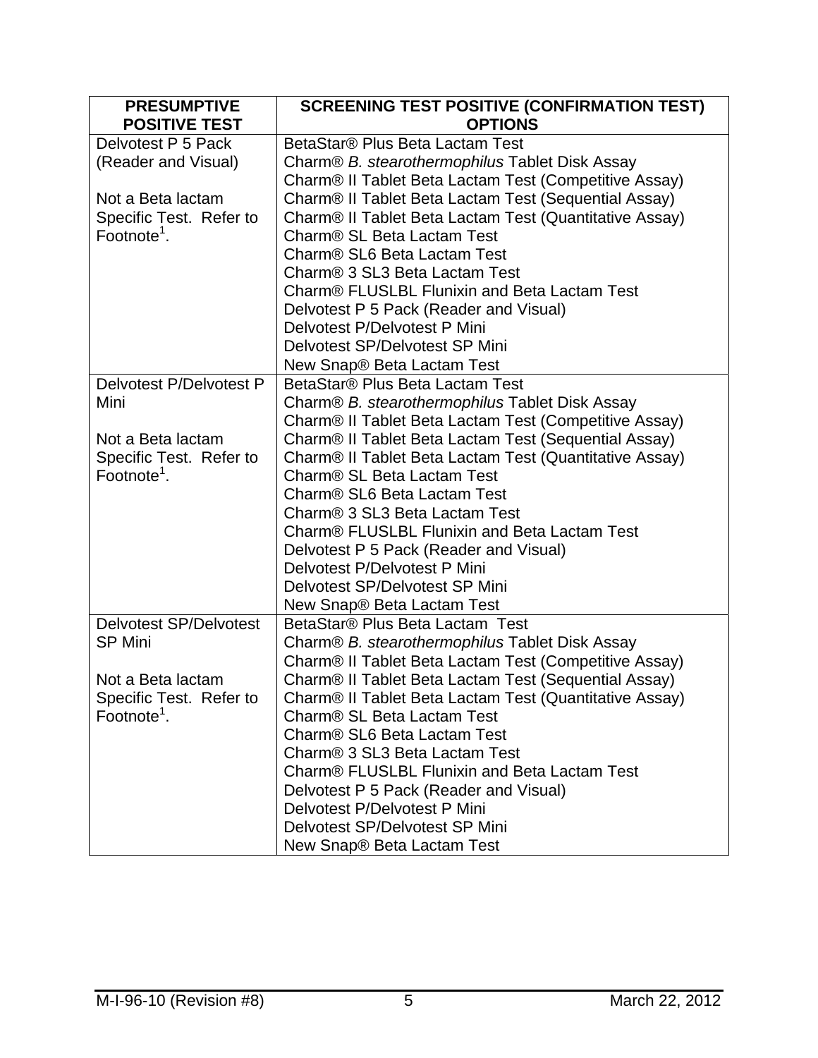| PRESUMPTIVE POSITIVE TEST | SCREENING TEST POSITIVE (CONFIRMATION TEST) OPTIONS |
|---|---|
| Delvotest P 5 Pack (Reader and Visual)<br><br>Not a Beta lactam Specific Test. Refer to Footnote[1]. | BetaStar® Plus Beta Lactam Test<br>Charm® *B. stearothermophilus* Tablet Disk Assay<br>Charm® II Tablet Beta Lactam Test (Competitive Assay)<br>Charm® II Tablet Beta Lactam Test (Sequential Assay)<br>Charm® II Tablet Beta Lactam Test (Quantitative Assay)<br>Charm® SL Beta Lactam Test<br>Charm® SL6 Beta Lactam Test<br>Charm® 3 SL3 Beta Lactam Test<br>Charm® FLUSLBL Flunixin and Beta Lactam Test<br>Delvotest P 5 Pack (Reader and Visual)<br>Delvotest P/Delvotest P Mini<br>Delvotest SP/Delvotest SP Mini<br>New Snap® Beta Lactam Test |
| Delvotest P/Delvotest P Mini<br><br>Not a Beta lactam Specific Test. Refer to Footnote[1]. | BetaStar® Plus Beta Lactam Test<br>Charm® *B. stearothermophilus* Tablet Disk Assay<br>Charm® II Tablet Beta Lactam Test (Competitive Assay)<br>Charm® II Tablet Beta Lactam Test (Sequential Assay)<br>Charm® II Tablet Beta Lactam Test (Quantitative Assay)<br>Charm® SL Beta Lactam Test<br>Charm® SL6 Beta Lactam Test<br>Charm® 3 SL3 Beta Lactam Test<br>Charm® FLUSLBL Flunixin and Beta Lactam Test<br>Delvotest P 5 Pack (Reader and Visual)<br>Delvotest P/Delvotest P Mini<br>Delvotest SP/Delvotest SP Mini<br>New Snap® Beta Lactam Test |
| Delvotest SP/Delvotest SP Mini<br><br>Not a Beta lactam Specific Test. Refer to Footnote[1]. | BetaStar® Plus Beta Lactam Test<br>Charm® *B. stearothermophilus* Tablet Disk Assay<br>Charm® II Tablet Beta Lactam Test (Competitive Assay)<br>Charm® II Tablet Beta Lactam Test (Sequential Assay)<br>Charm® II Tablet Beta Lactam Test (Quantitative Assay)<br>Charm® SL Beta Lactam Test<br>Charm® SL6 Beta Lactam Test<br>Charm® 3 SL3 Beta Lactam Test<br>Charm® FLUSLBL Flunixin and Beta Lactam Test<br>Delvotest P 5 Pack (Reader and Visual)<br>Delvotest P/Delvotest P Mini<br>Delvotest SP/Delvotest SP Mini<br>New Snap® Beta Lactam Test |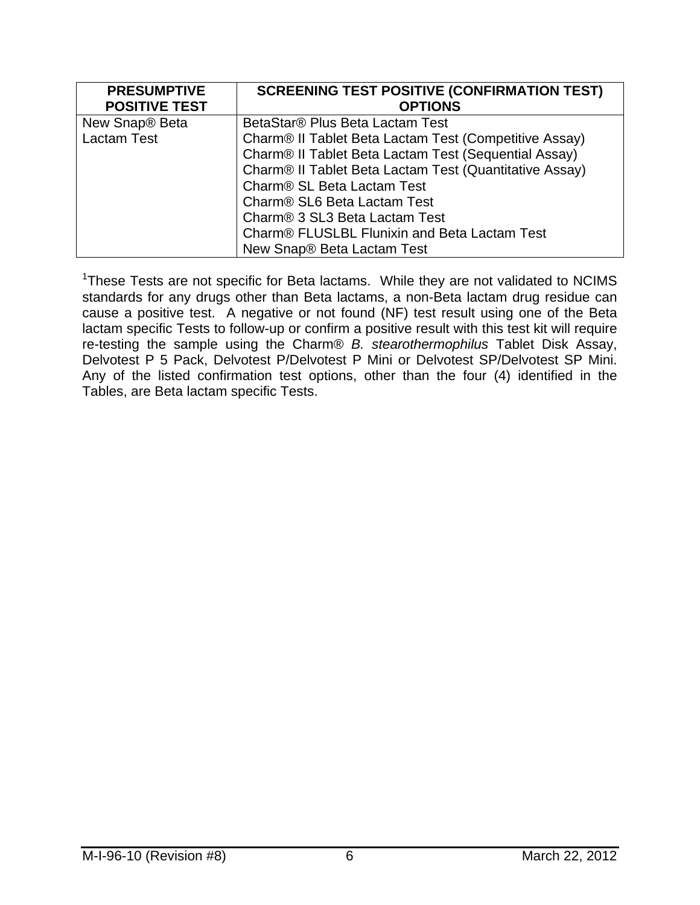| PRESUMPTIVE POSITIVE TEST | SCREENING TEST POSITIVE (CONFIRMATION TEST) OPTIONS |
|---|---|
| New Snap® Beta Lactam Test | BetaStar® Plus Beta Lactam Test<br>Charm® II Tablet Beta Lactam Test (Competitive Assay)<br>Charm® II Tablet Beta Lactam Test (Sequential Assay)<br>Charm® II Tablet Beta Lactam Test (Quantitative Assay)<br>Charm® SL Beta Lactam Test<br>Charm® SL6 Beta Lactam Test<br>Charm® 3 SL3 Beta Lactam Test<br>Charm® FLUSLBL Flunixin and Beta Lactam Test<br>New Snap® Beta Lactam Test |

[1]These Tests are not specific for Beta lactams. While they are not validated to NCIMS standards for any drugs other than Beta lactams, a non-Beta lactam drug residue can cause a positive test. A negative or not found (NF) test result using one of the Beta lactam specific Tests to follow-up or confirm a positive result with this test kit will require re-testing the sample using the Charm® *B. stearothermophilus* Tablet Disk Assay, Delvotest P 5 Pack, Delvotest P/Delvotest P Mini or Delvotest SP/Delvotest SP Mini. Any of the listed confirmation test options, other than the four (4) identified in the Tables, are Beta lactam specific Tests.